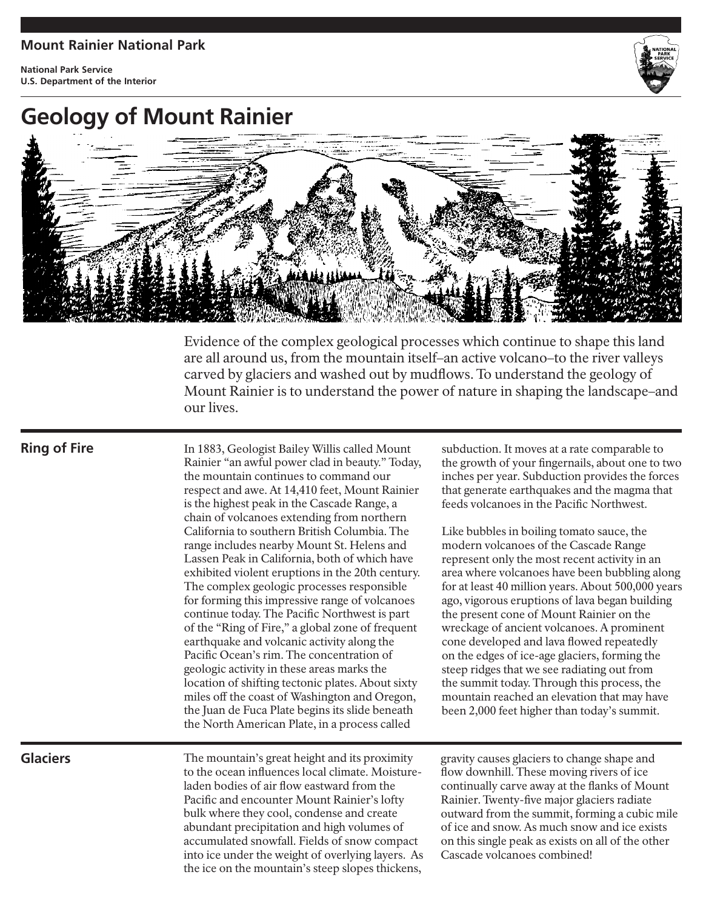**Mount Rainier National Park**

**National Park Service**
**U.S. Department of the Interior**

# Geology of Mount Rainier

Evidence of the complex geological processes which continue to shape this land are all around us, from the mountain itself–an active volcano–to the river valleys carved by glaciers and washed out by mudflows. To understand the geology of Mount Rainier is to understand the power of nature in shaping the landscape–and our lives.

## Ring of Fire

In 1883, Geologist Bailey Willis called Mount Rainier "an awful power clad in beauty." Today, the mountain continues to command our respect and awe. At 14,410 feet, Mount Rainier is the highest peak in the Cascade Range, a chain of volcanoes extending from northern California to southern British Columbia. The range includes nearby Mount St. Helens and Lassen Peak in California, both of which have exhibited violent eruptions in the 20th century. The complex geologic processes responsible for forming this impressive range of volcanoes continue today. The Pacific Northwest is part of the "Ring of Fire," a global zone of frequent earthquake and volcanic activity along the Pacific Ocean's rim. The concentration of geologic activity in these areas marks the location of shifting tectonic plates. About sixty miles off the coast of Washington and Oregon, the Juan de Fuca Plate begins its slide beneath the North American Plate, in a process called subduction. It moves at a rate comparable to the growth of your fingernails, about one to two inches per year. Subduction provides the forces that generate earthquakes and the magma that feeds volcanoes in the Pacific Northwest.

Like bubbles in boiling tomato sauce, the modern volcanoes of the Cascade Range represent only the most recent activity in an area where volcanoes have been bubbling along for at least 40 million years. About 500,000 years ago, vigorous eruptions of lava began building the present cone of Mount Rainier on the wreckage of ancient volcanoes. A prominent cone developed and lava flowed repeatedly on the edges of ice-age glaciers, forming the steep ridges that we see radiating out from the summit today. Through this process, the mountain reached an elevation that may have been 2,000 feet higher than today's summit.

## Glaciers

The mountain's great height and its proximity to the ocean influences local climate. Moisture-laden bodies of air flow eastward from the Pacific and encounter Mount Rainier's lofty bulk where they cool, condense and create abundant precipitation and high volumes of accumulated snowfall. Fields of snow compact into ice under the weight of overlying layers. As the ice on the mountain's steep slopes thickens, gravity causes glaciers to change shape and flow downhill. These moving rivers of ice continually carve away at the flanks of Mount Rainier. Twenty-five major glaciers radiate outward from the summit, forming a cubic mile of ice and snow. As much snow and ice exists on this single peak as exists on all of the other Cascade volcanoes combined!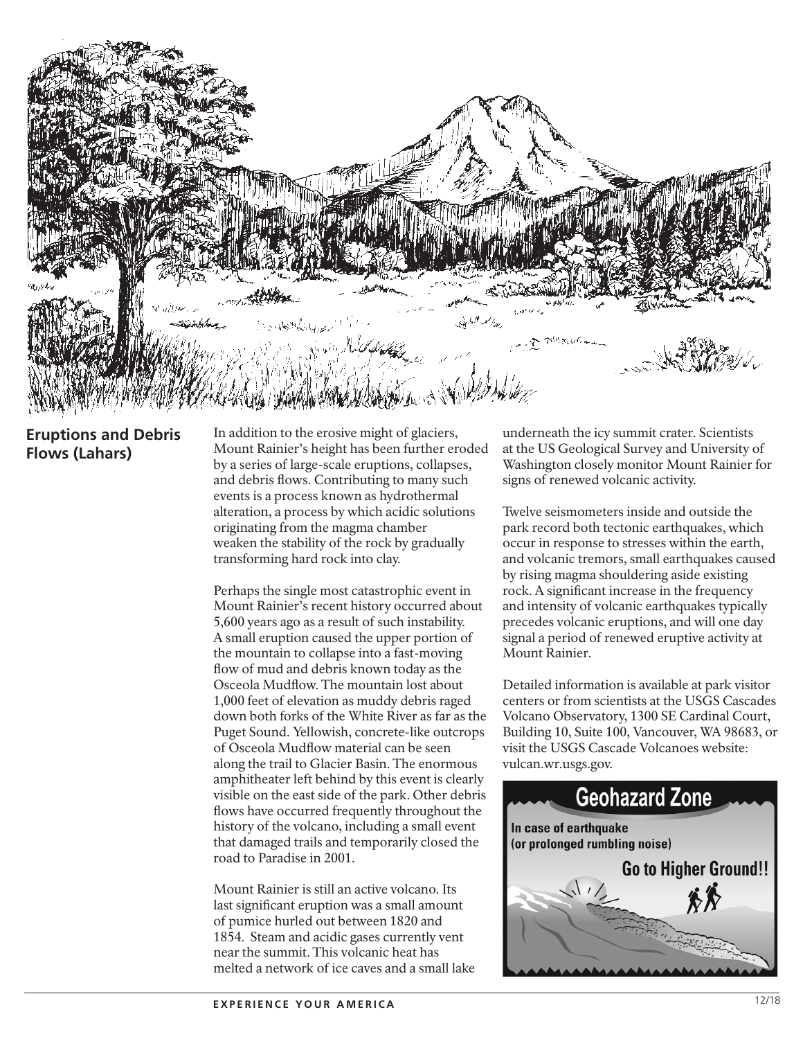## Eruptions and Debris Flows (Lahars)

In addition to the erosive might of glaciers, Mount Rainier's height has been further eroded by a series of large-scale eruptions, collapses, and debris flows. Contributing to many such events is a process known as hydrothermal alteration, a process by which acidic solutions originating from the magma chamber weaken the stability of the rock by gradually transforming hard rock into clay.

Perhaps the single most catastrophic event in Mount Rainier's recent history occurred about 5,600 years ago as a result of such instability. A small eruption caused the upper portion of the mountain to collapse into a fast-moving flow of mud and debris known today as the Osceola Mudflow. The mountain lost about 1,000 feet of elevation as muddy debris raged down both forks of the White River as far as the Puget Sound. Yellowish, concrete-like outcrops of Osceola Mudflow material can be seen along the trail to Glacier Basin. The enormous amphitheater left behind by this event is clearly visible on the east side of the park. Other debris flows have occurred frequently throughout the history of the volcano, including a small event that damaged trails and temporarily closed the road to Paradise in 2001.

Mount Rainier is still an active volcano. Its last significant eruption was a small amount of pumice hurled out between 1820 and 1854. Steam and acidic gases currently vent near the summit. This volcanic heat has melted a network of ice caves and a small lake underneath the icy summit crater. Scientists at the US Geological Survey and University of Washington closely monitor Mount Rainier for signs of renewed volcanic activity.

Twelve seismometers inside and outside the park record both tectonic earthquakes, which occur in response to stresses within the earth, and volcanic tremors, small earthquakes caused by rising magma shouldering aside existing rock. A significant increase in the frequency and intensity of volcanic earthquakes typically precedes volcanic eruptions, and will one day signal a period of renewed eruptive activity at Mount Rainier.

Detailed information is available at park visitor centers or from scientists at the USGS Cascades Volcano Observatory, 1300 SE Cardinal Court, Building 10, Suite 100, Vancouver, WA 98683, or visit the USGS Cascade Volcanoes website: vulcan.wr.usgs.gov.

**Geohazard Zone**

**In case of earthquake (or prolonged rumbling noise)**

**Go to Higher Ground!!**

EXPERIENCE YOUR AMERICA

12/18